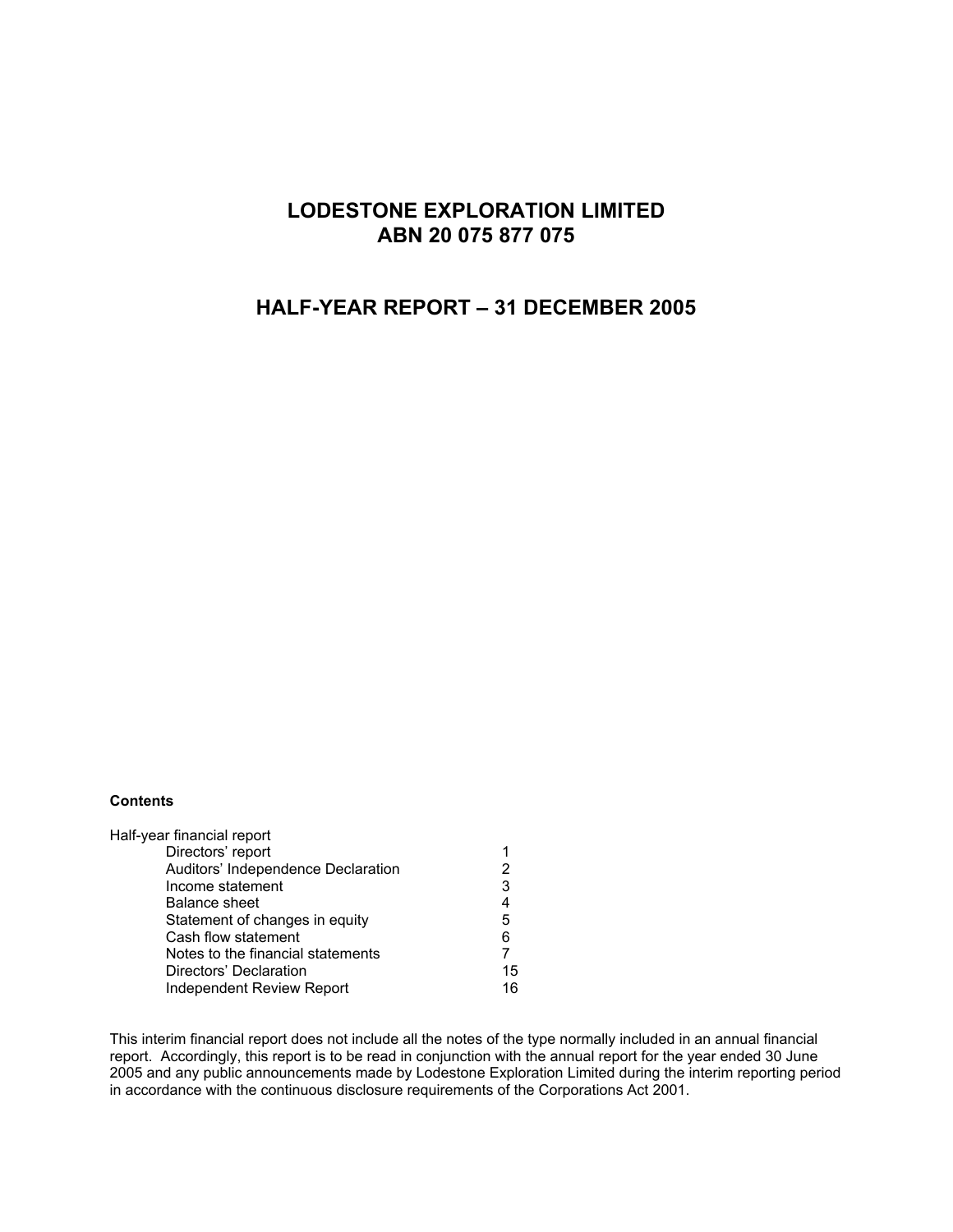# LODESTONE EXPLORATION LIMITED
# ABN 20 075 877 075

## HALF-YEAR REPORT – 31 DECEMBER 2005

**Contents**

Half-year financial report

| | |
|---|---|
| Directors' report | 1 |
| Auditors' Independence Declaration | 2 |
| Income statement | 3 |
| Balance sheet | 4 |
| Statement of changes in equity | 5 |
| Cash flow statement | 6 |
| Notes to the financial statements | 7 |
| Directors' Declaration | 15 |
| Independent Review Report | 16 |

This interim financial report does not include all the notes of the type normally included in an annual financial report. Accordingly, this report is to be read in conjunction with the annual report for the year ended 30 June 2005 and any public announcements made by Lodestone Exploration Limited during the interim reporting period in accordance with the continuous disclosure requirements of the Corporations Act 2001.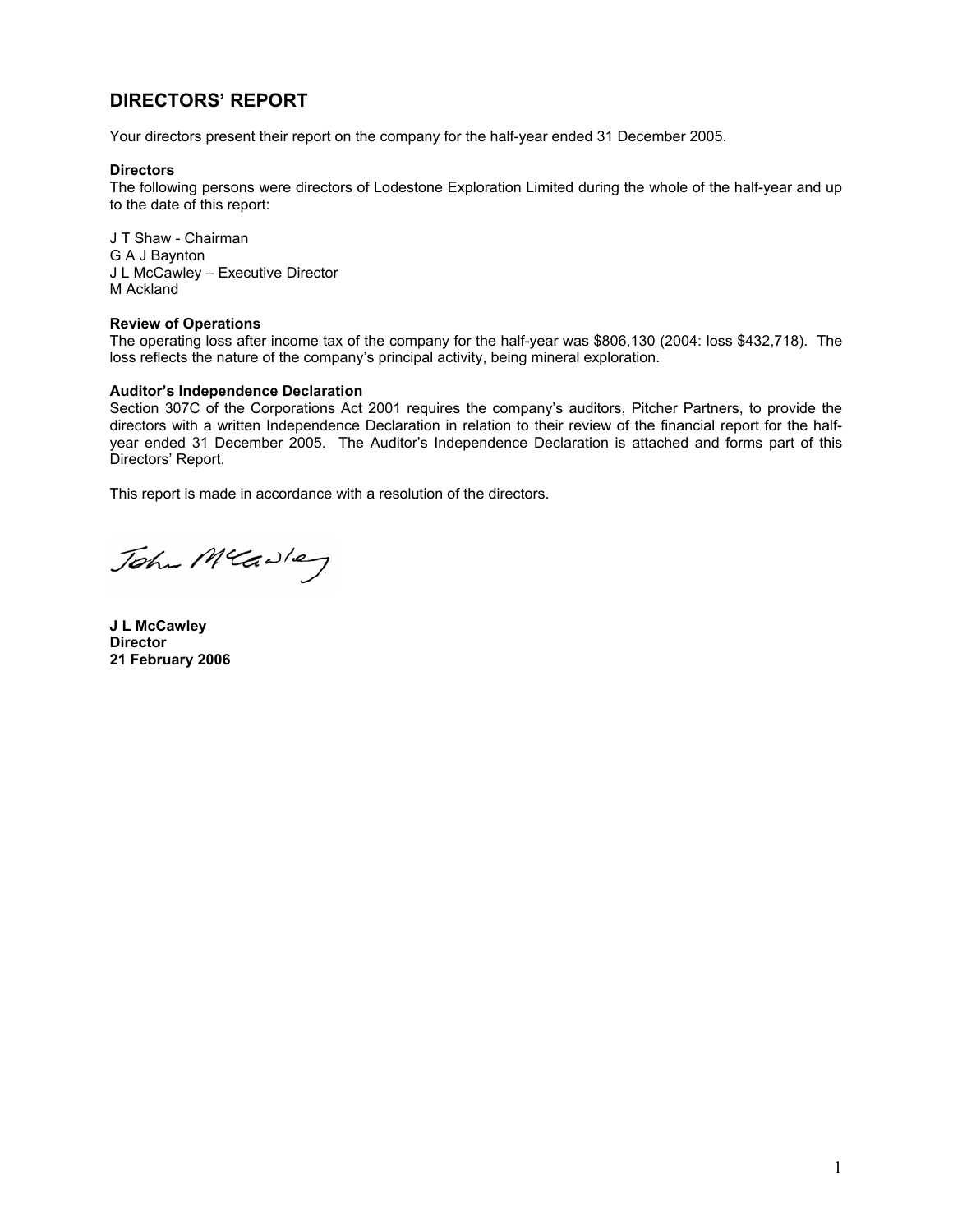# DIRECTORS' REPORT

Your directors present their report on the company for the half-year ended 31 December 2005.

**Directors**
The following persons were directors of Lodestone Exploration Limited during the whole of the half-year and up to the date of this report:

J T Shaw - Chairman
G A J Baynton
J L McCawley – Executive Director
M Ackland

**Review of Operations**
The operating loss after income tax of the company for the half-year was $806,130 (2004: loss $432,718). The loss reflects the nature of the company's principal activity, being mineral exploration.

**Auditor's Independence Declaration**
Section 307C of the Corporations Act 2001 requires the company's auditors, Pitcher Partners, to provide the directors with a written Independence Declaration in relation to their review of the financial report for the half-year ended 31 December 2005. The Auditor's Independence Declaration is attached and forms part of this Directors' Report.

This report is made in accordance with a resolution of the directors.

John McCawley

**J L McCawley**
**Director**
**21 February 2006**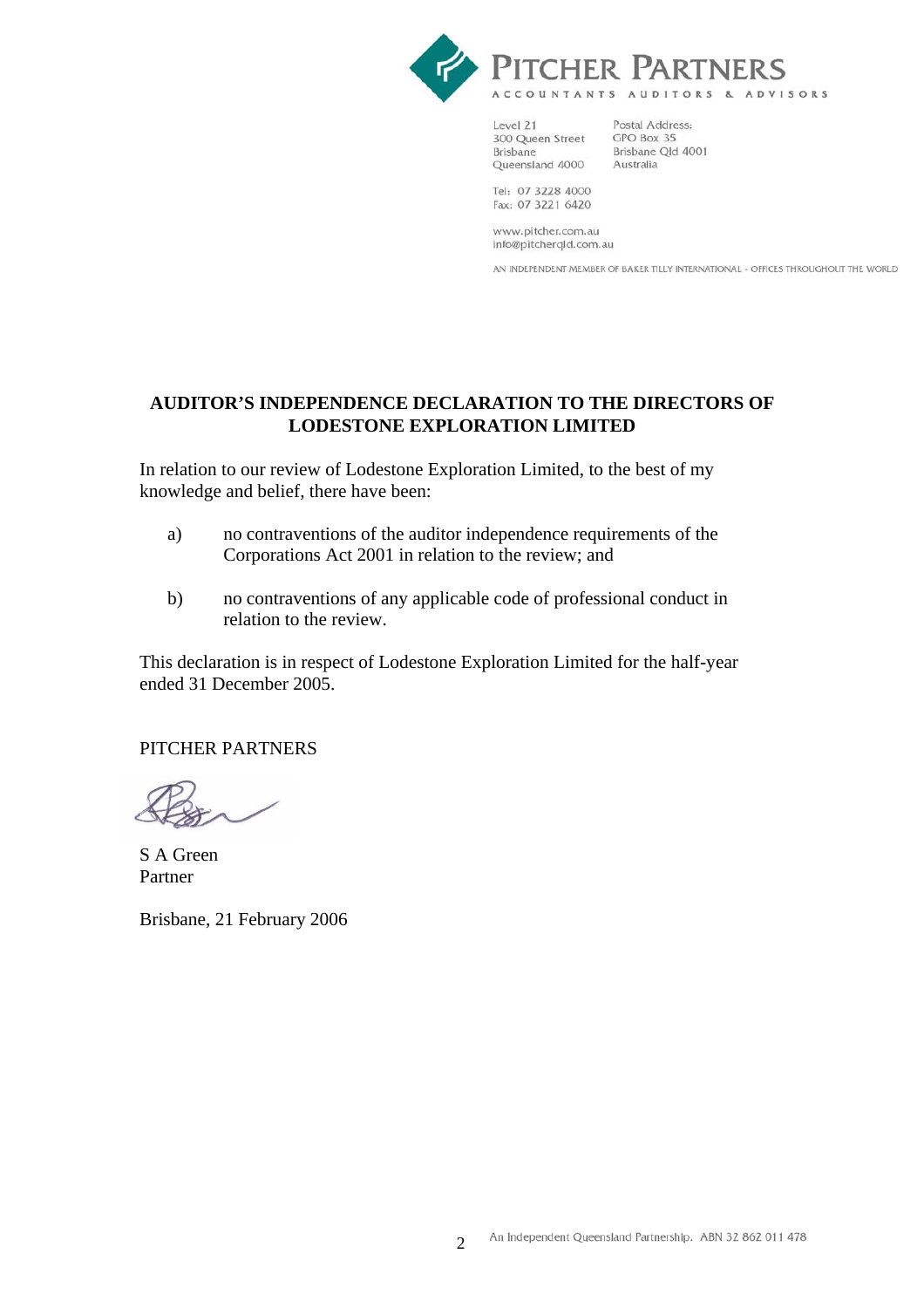**PITCHER PARTNERS**

ACCOUNTANTS AUDITORS & ADVISORS

Level 21
300 Queen Street
Brisbane
Queensland 4000

Postal Address:
GPO Box 35
Brisbane Qld 4001
Australia

Tel: 07 3228 4000
Fax: 07 3221 6420

www.pitcher.com.au
info@pitcherqld.com.au

AN INDEPENDENT MEMBER OF BAKER TILLY INTERNATIONAL - OFFICES THROUGHOUT THE WORLD

## AUDITOR'S INDEPENDENCE DECLARATION TO THE DIRECTORS OF LODESTONE EXPLORATION LIMITED

In relation to our review of Lodestone Exploration Limited, to the best of my knowledge and belief, there have been:

a) no contraventions of the auditor independence requirements of the Corporations Act 2001 in relation to the review; and

b) no contraventions of any applicable code of professional conduct in relation to the review.

This declaration is in respect of Lodestone Exploration Limited for the half-year ended 31 December 2005.

PITCHER PARTNERS

S A Green
Partner

Brisbane, 21 February 2006

An Independent Queensland Partnership. ABN 32 862 011 478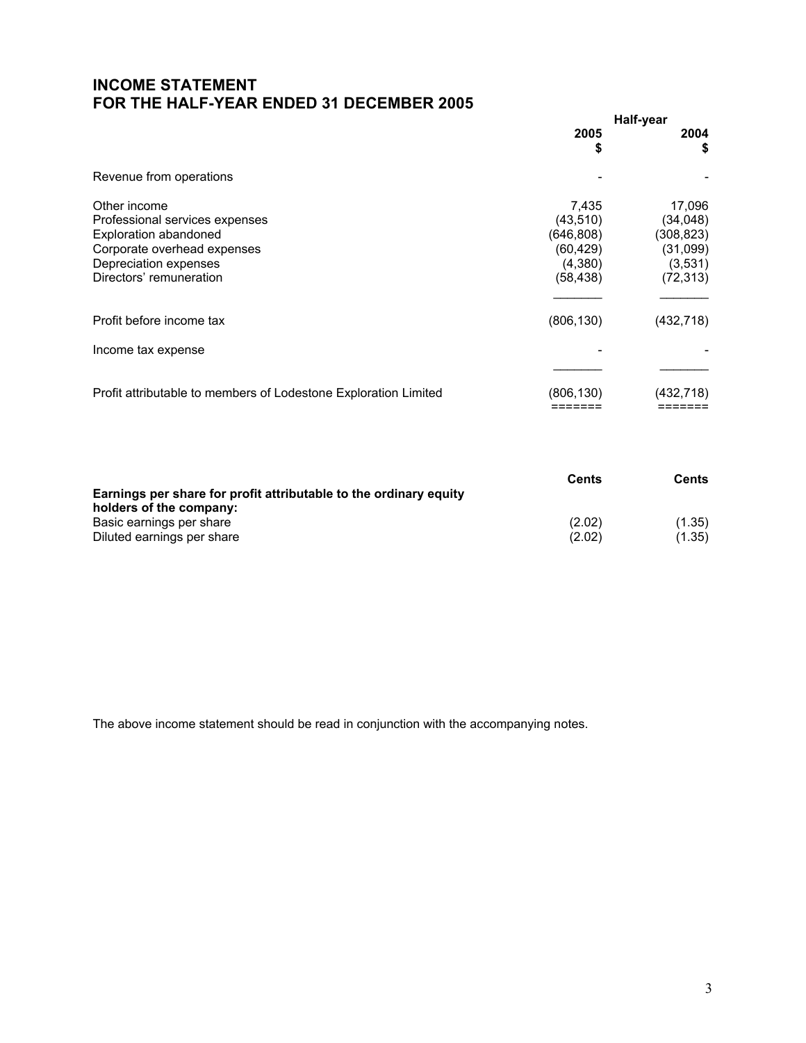# INCOME STATEMENT
# FOR THE HALF-YEAR ENDED 31 DECEMBER 2005

| | Half-year | |
|---|---|---|
| | **2005** **$** | **2004** **$** |
| Revenue from operations | - | - |
| Other income | 7,435 | 17,096 |
| Professional services expenses | (43,510) | (34,048) |
| Exploration abandoned | (646,808) | (308,823) |
| Corporate overhead expenses | (60,429) | (31,099) |
| Depreciation expenses | (4,380) | (3,531) |
| Directors' remuneration | (58,438) | (72,313) |
| Profit before income tax | (806,130) | (432,718) |
| Income tax expense | - | - |
| Profit attributable to members of Lodestone Exploration Limited | (806,130) | (432,718) |

| | **Cents** | **Cents** |
|---|---|---|
| **Earnings per share for profit attributable to the ordinary equity holders of the company:** | | |
| Basic earnings per share | (2.02) | (1.35) |
| Diluted earnings per share | (2.02) | (1.35) |

The above income statement should be read in conjunction with the accompanying notes.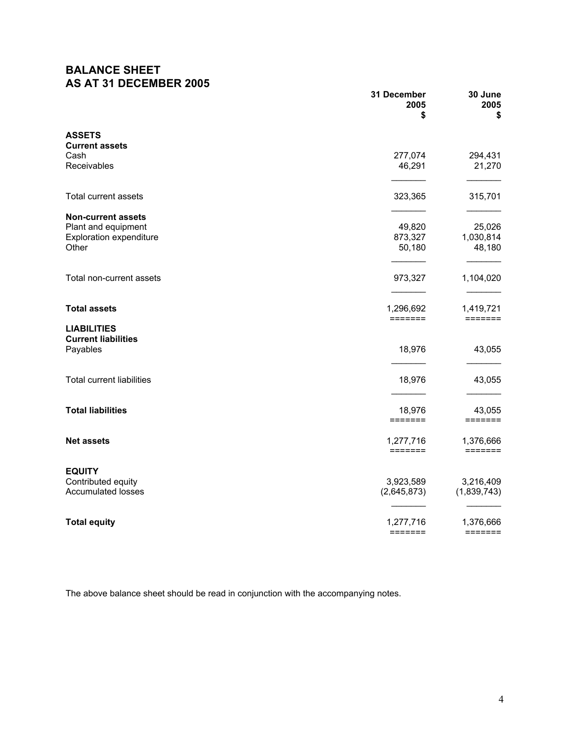# BALANCE SHEET
# AS AT 31 DECEMBER 2005

| | 31 December 2005 $ | 30 June 2005 $ |
|---|---|---|
| **ASSETS** | | |
| **Current assets** | | |
| Cash | 277,074 | 294,431 |
| Receivables | 46,291 | 21,270 |
| Total current assets | 323,365 | 315,701 |
| **Non-current assets** | | |
| Plant and equipment | 49,820 | 25,026 |
| Exploration expenditure | 873,327 | 1,030,814 |
| Other | 50,180 | 48,180 |
| Total non-current assets | 973,327 | 1,104,020 |
| **Total assets** | 1,296,692 | 1,419,721 |
| **LIABILITIES** | | |
| **Current liabilities** | | |
| Payables | 18,976 | 43,055 |
| Total current liabilities | 18,976 | 43,055 |
| **Total liabilities** | 18,976 | 43,055 |
| **Net assets** | 1,277,716 | 1,376,666 |
| **EQUITY** | | |
| Contributed equity | 3,923,589 | 3,216,409 |
| Accumulated losses | (2,645,873) | (1,839,743) |
| **Total equity** | 1,277,716 | 1,376,666 |

The above balance sheet should be read in conjunction with the accompanying notes.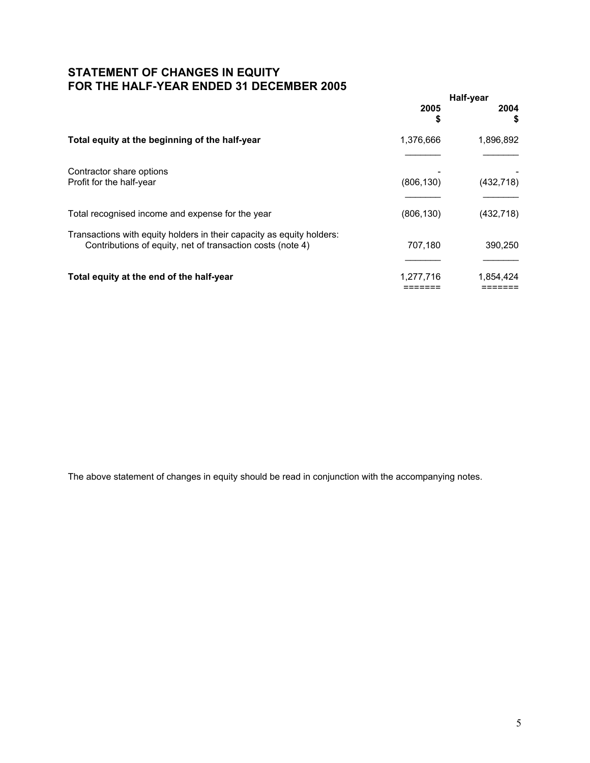# STATEMENT OF CHANGES IN EQUITY
# FOR THE HALF-YEAR ENDED 31 DECEMBER 2005

| | Half-year | |
|---|---|---|
| | 2005<br>$ | 2004<br>$ |
| **Total equity at the beginning of the half-year** | 1,376,666 | 1,896,892 |
| Contractor share options | - | - |
| Profit for the half-year | (806,130) | (432,718) |
| Total recognised income and expense for the year | (806,130) | (432,718) |
| Transactions with equity holders in their capacity as equity holders:<br>Contributions of equity, net of transaction costs (note 4) | 707,180 | 390,250 |
| **Total equity at the end of the half-year** | 1,277,716 | 1,854,424 |

The above statement of changes in equity should be read in conjunction with the accompanying notes.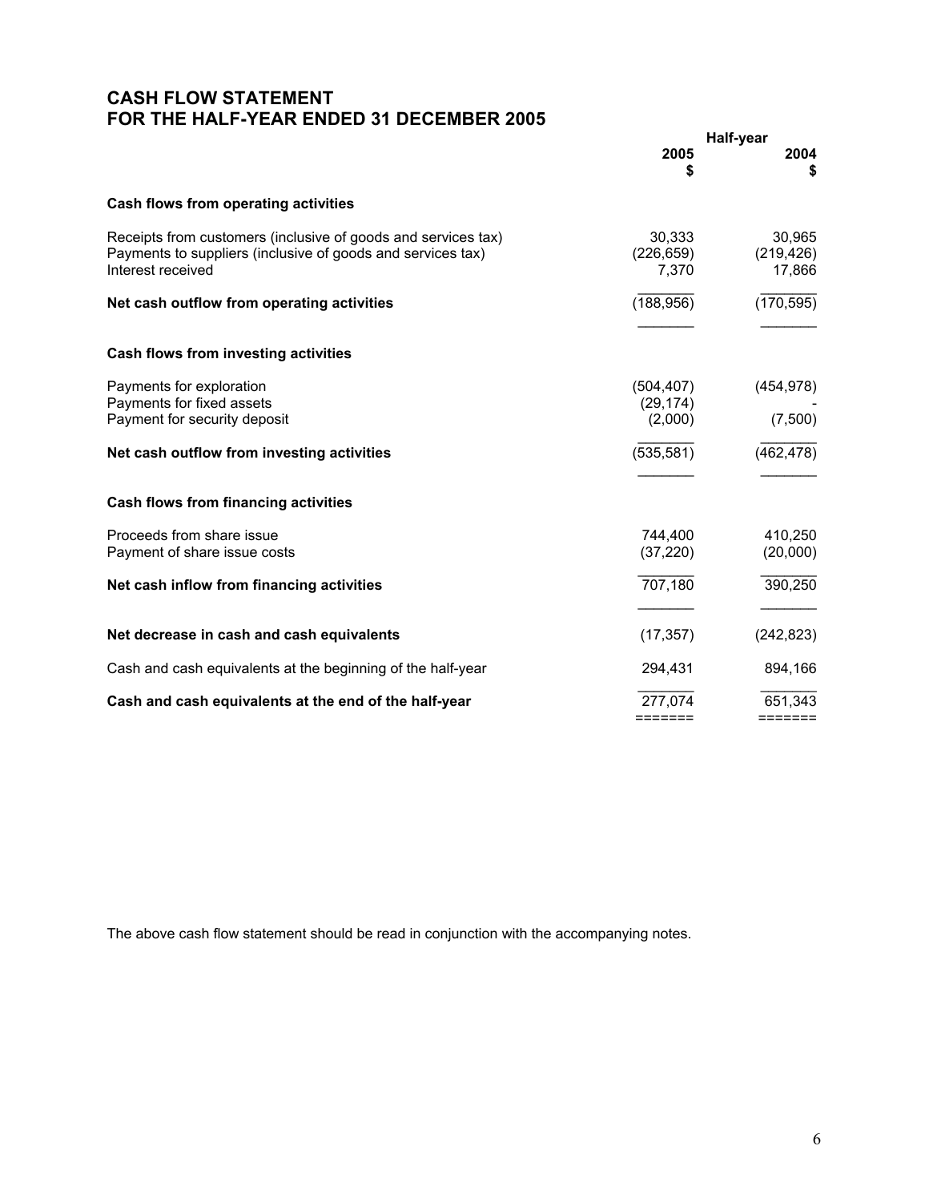# CASH FLOW STATEMENT
# FOR THE HALF-YEAR ENDED 31 DECEMBER 2005

| | Half-year | |
|---|---:|---:|
| | 2005<br>$ | 2004<br>$ |
| **Cash flows from operating activities** | | |
| Receipts from customers (inclusive of goods and services tax) | 30,333 | 30,965 |
| Payments to suppliers (inclusive of goods and services tax) | (226,659) | (219,426) |
| Interest received | 7,370 | 17,866 |
| **Net cash outflow from operating activities** | (188,956) | (170,595) |
| **Cash flows from investing activities** | | |
| Payments for exploration | (504,407) | (454,978) |
| Payments for fixed assets | (29,174) | - |
| Payment for security deposit | (2,000) | (7,500) |
| **Net cash outflow from investing activities** | (535,581) | (462,478) |
| **Cash flows from financing activities** | | |
| Proceeds from share issue | 744,400 | 410,250 |
| Payment of share issue costs | (37,220) | (20,000) |
| **Net cash inflow from financing activities** | 707,180 | 390,250 |
| **Net decrease in cash and cash equivalents** | (17,357) | (242,823) |
| Cash and cash equivalents at the beginning of the half-year | 294,431 | 894,166 |
| **Cash and cash equivalents at the end of the half-year** | 277,074 | 651,343 |

The above cash flow statement should be read in conjunction with the accompanying notes.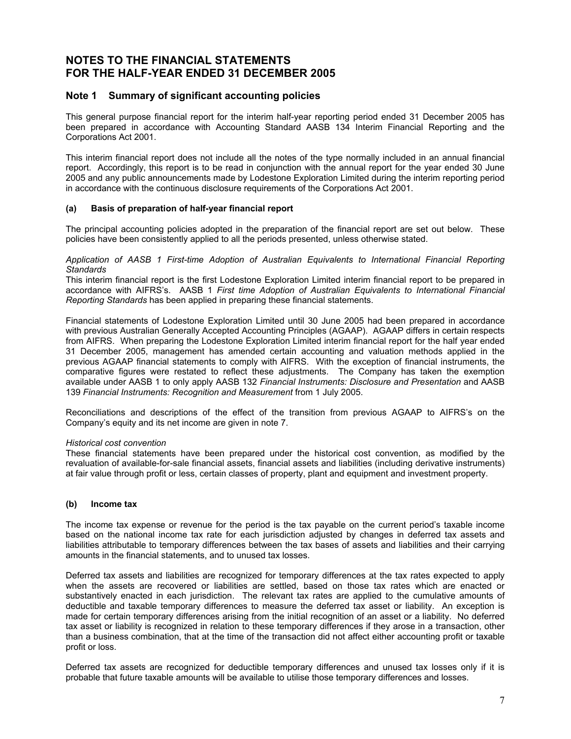# NOTES TO THE FINANCIAL STATEMENTS
# FOR THE HALF-YEAR ENDED 31 DECEMBER 2005

## Note 1 Summary of significant accounting policies

This general purpose financial report for the interim half-year reporting period ended 31 December 2005 has been prepared in accordance with Accounting Standard AASB 134 Interim Financial Reporting and the Corporations Act 2001.

This interim financial report does not include all the notes of the type normally included in an annual financial report. Accordingly, this report is to be read in conjunction with the annual report for the year ended 30 June 2005 and any public announcements made by Lodestone Exploration Limited during the interim reporting period in accordance with the continuous disclosure requirements of the Corporations Act 2001.

### (a) Basis of preparation of half-year financial report

The principal accounting policies adopted in the preparation of the financial report are set out below. These policies have been consistently applied to all the periods presented, unless otherwise stated.

*Application of AASB 1 First-time Adoption of Australian Equivalents to International Financial Reporting Standards*

This interim financial report is the first Lodestone Exploration Limited interim financial report to be prepared in accordance with AIFRS's. AASB 1 *First time Adoption of Australian Equivalents to International Financial Reporting Standards* has been applied in preparing these financial statements.

Financial statements of Lodestone Exploration Limited until 30 June 2005 had been prepared in accordance with previous Australian Generally Accepted Accounting Principles (AGAAP). AGAAP differs in certain respects from AIFRS. When preparing the Lodestone Exploration Limited interim financial report for the half year ended 31 December 2005, management has amended certain accounting and valuation methods applied in the previous AGAAP financial statements to comply with AIFRS. With the exception of financial instruments, the comparative figures were restated to reflect these adjustments. The Company has taken the exemption available under AASB 1 to only apply AASB 132 *Financial Instruments: Disclosure and Presentation* and AASB 139 *Financial Instruments: Recognition and Measurement* from 1 July 2005.

Reconciliations and descriptions of the effect of the transition from previous AGAAP to AIFRS's on the Company's equity and its net income are given in note 7.

*Historical cost convention*

These financial statements have been prepared under the historical cost convention, as modified by the revaluation of available-for-sale financial assets, financial assets and liabilities (including derivative instruments) at fair value through profit or less, certain classes of property, plant and equipment and investment property.

### (b) Income tax

The income tax expense or revenue for the period is the tax payable on the current period's taxable income based on the national income tax rate for each jurisdiction adjusted by changes in deferred tax assets and liabilities attributable to temporary differences between the tax bases of assets and liabilities and their carrying amounts in the financial statements, and to unused tax losses.

Deferred tax assets and liabilities are recognized for temporary differences at the tax rates expected to apply when the assets are recovered or liabilities are settled, based on those tax rates which are enacted or substantively enacted in each jurisdiction. The relevant tax rates are applied to the cumulative amounts of deductible and taxable temporary differences to measure the deferred tax asset or liability. An exception is made for certain temporary differences arising from the initial recognition of an asset or a liability. No deferred tax asset or liability is recognized in relation to these temporary differences if they arose in a transaction, other than a business combination, that at the time of the transaction did not affect either accounting profit or taxable profit or loss.

Deferred tax assets are recognized for deductible temporary differences and unused tax losses only if it is probable that future taxable amounts will be available to utilise those temporary differences and losses.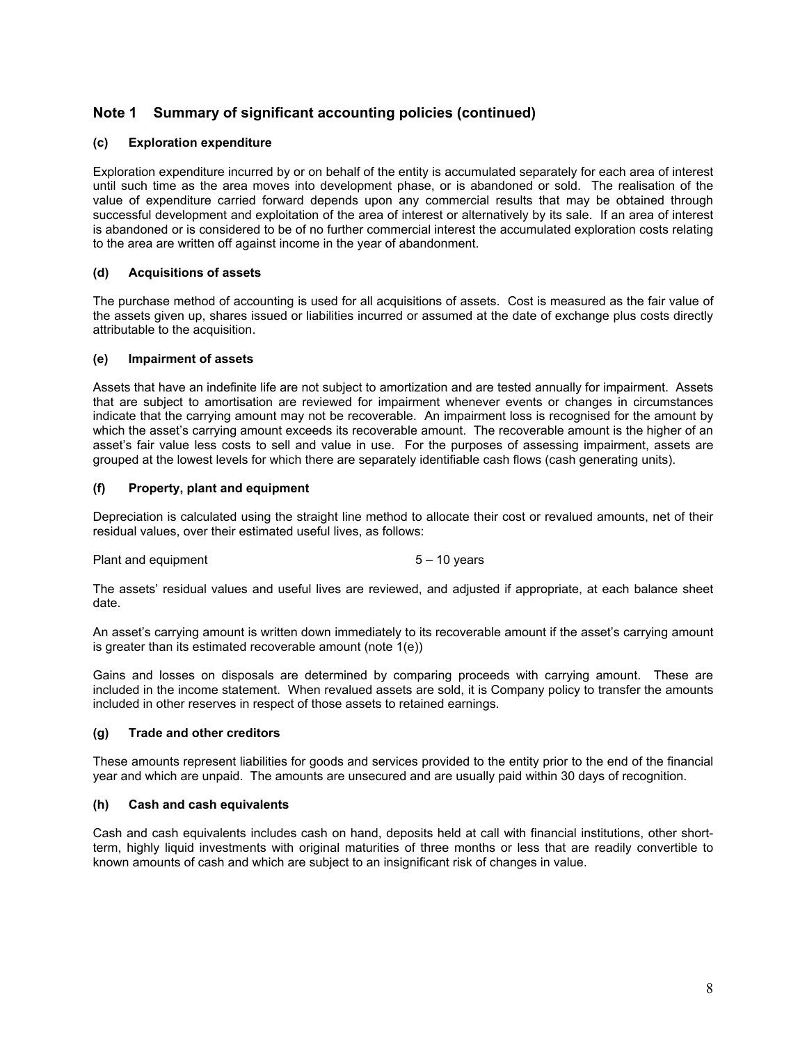## Note 1 Summary of significant accounting policies (continued)

### (c) Exploration expenditure

Exploration expenditure incurred by or on behalf of the entity is accumulated separately for each area of interest until such time as the area moves into development phase, or is abandoned or sold. The realisation of the value of expenditure carried forward depends upon any commercial results that may be obtained through successful development and exploitation of the area of interest or alternatively by its sale. If an area of interest is abandoned or is considered to be of no further commercial interest the accumulated exploration costs relating to the area are written off against income in the year of abandonment.

### (d) Acquisitions of assets

The purchase method of accounting is used for all acquisitions of assets. Cost is measured as the fair value of the assets given up, shares issued or liabilities incurred or assumed at the date of exchange plus costs directly attributable to the acquisition.

### (e) Impairment of assets

Assets that have an indefinite life are not subject to amortization and are tested annually for impairment. Assets that are subject to amortisation are reviewed for impairment whenever events or changes in circumstances indicate that the carrying amount may not be recoverable. An impairment loss is recognised for the amount by which the asset's carrying amount exceeds its recoverable amount. The recoverable amount is the higher of an asset's fair value less costs to sell and value in use. For the purposes of assessing impairment, assets are grouped at the lowest levels for which there are separately identifiable cash flows (cash generating units).

### (f) Property, plant and equipment

Depreciation is calculated using the straight line method to allocate their cost or revalued amounts, net of their residual values, over their estimated useful lives, as follows:

| | |
|---|---|
| Plant and equipment | 5 – 10 years |

The assets' residual values and useful lives are reviewed, and adjusted if appropriate, at each balance sheet date.

An asset's carrying amount is written down immediately to its recoverable amount if the asset's carrying amount is greater than its estimated recoverable amount (note 1(e))

Gains and losses on disposals are determined by comparing proceeds with carrying amount. These are included in the income statement. When revalued assets are sold, it is Company policy to transfer the amounts included in other reserves in respect of those assets to retained earnings.

### (g) Trade and other creditors

These amounts represent liabilities for goods and services provided to the entity prior to the end of the financial year and which are unpaid. The amounts are unsecured and are usually paid within 30 days of recognition.

### (h) Cash and cash equivalents

Cash and cash equivalents includes cash on hand, deposits held at call with financial institutions, other short-term, highly liquid investments with original maturities of three months or less that are readily convertible to known amounts of cash and which are subject to an insignificant risk of changes in value.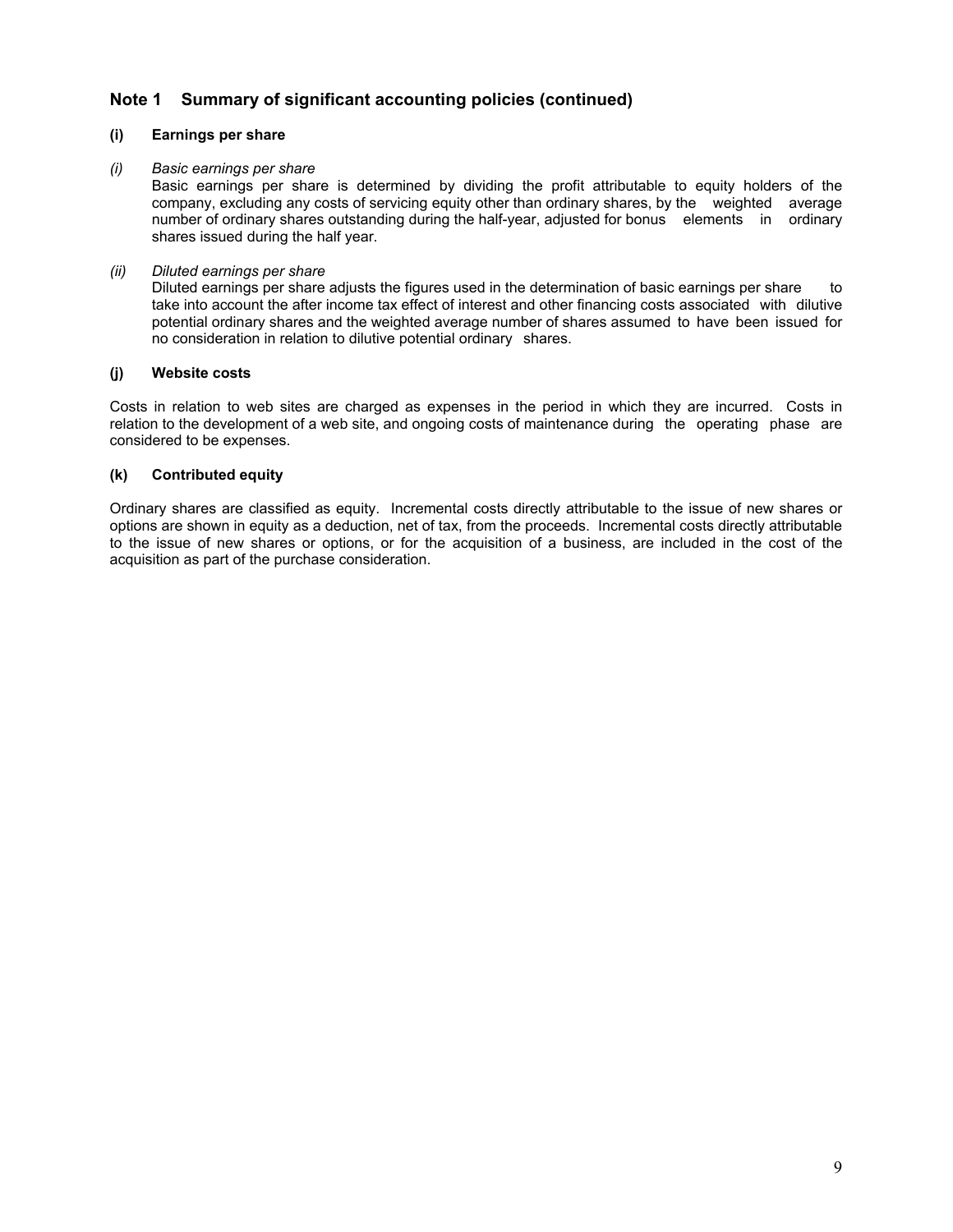## Note 1 Summary of significant accounting policies (continued)

### (i) Earnings per share

*(i) Basic earnings per share*

Basic earnings per share is determined by dividing the profit attributable to equity holders of the company, excluding any costs of servicing equity other than ordinary shares, by the weighted average number of ordinary shares outstanding during the half-year, adjusted for bonus elements in ordinary shares issued during the half year.

*(ii) Diluted earnings per share*

Diluted earnings per share adjusts the figures used in the determination of basic earnings per share to take into account the after income tax effect of interest and other financing costs associated with dilutive potential ordinary shares and the weighted average number of shares assumed to have been issued for no consideration in relation to dilutive potential ordinary shares.

### (j) Website costs

Costs in relation to web sites are charged as expenses in the period in which they are incurred. Costs in relation to the development of a web site, and ongoing costs of maintenance during the operating phase are considered to be expenses.

### (k) Contributed equity

Ordinary shares are classified as equity. Incremental costs directly attributable to the issue of new shares or options are shown in equity as a deduction, net of tax, from the proceeds. Incremental costs directly attributable to the issue of new shares or options, or for the acquisition of a business, are included in the cost of the acquisition as part of the purchase consideration.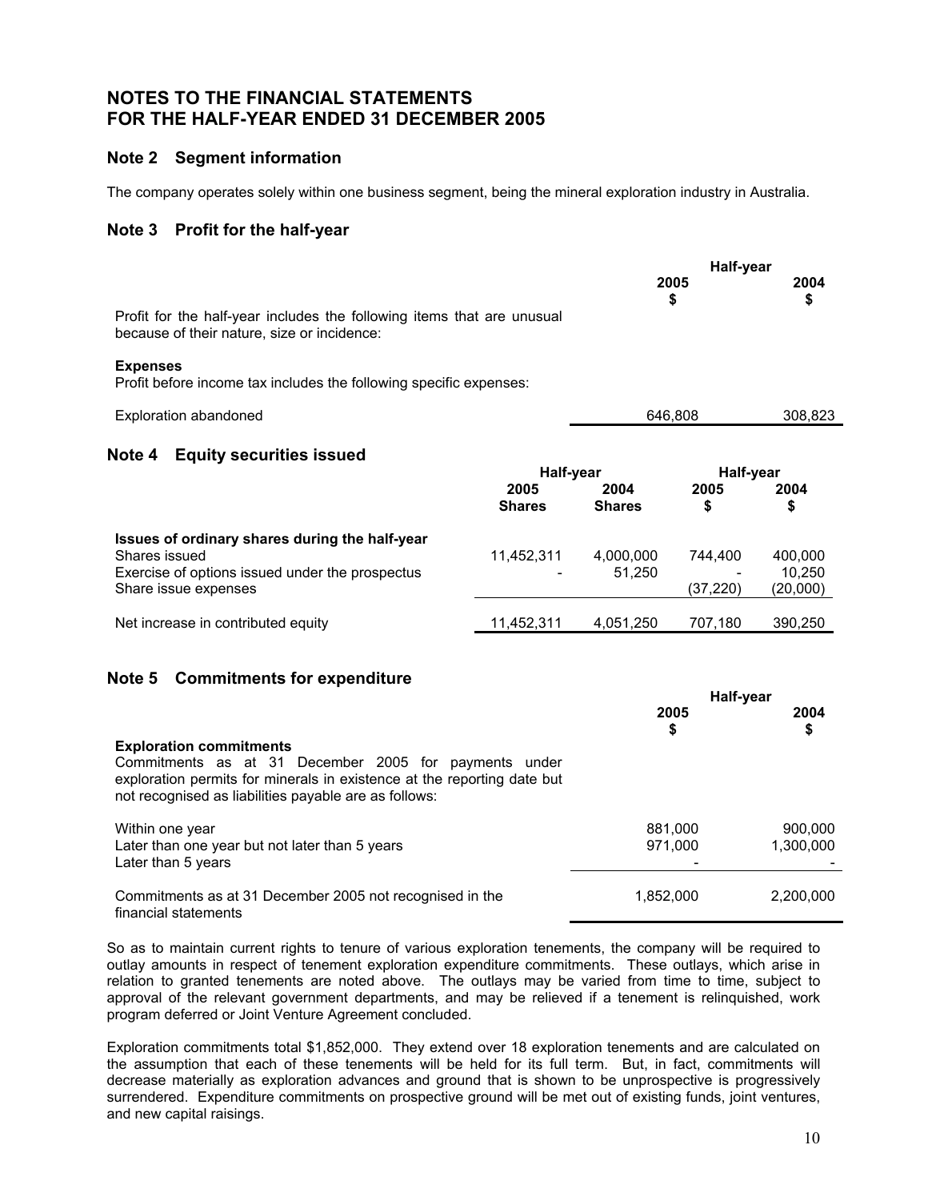# NOTES TO THE FINANCIAL STATEMENTS FOR THE HALF-YEAR ENDED 31 DECEMBER 2005

## Note 2 Segment information

The company operates solely within one business segment, being the mineral exploration industry in Australia.

## Note 3 Profit for the half-year

| | Half-year | |
|---|---|---|
| | 2005 $ | 2004 $ |
| Profit for the half-year includes the following items that are unusual because of their nature, size or incidence: | | |
| **Expenses** | | |
| Profit before income tax includes the following specific expenses: | | |
| Exploration abandoned | 646,808 | 308,823 |

## Note 4 Equity securities issued

| | Half-year | | Half-year | |
|---|---|---|---|---|
| | 2005 Shares | 2004 Shares | 2005 $ | 2004 $ |
| **Issues of ordinary shares during the half-year** | | | | |
| Shares issued | 11,452,311 | 4,000,000 | 744,400 | 400,000 |
| Exercise of options issued under the prospectus | - | 51,250 | - | 10,250 |
| Share issue expenses | | | (37,220) | (20,000) |
| Net increase in contributed equity | 11,452,311 | 4,051,250 | 707,180 | 390,250 |

## Note 5 Commitments for expenditure

| | Half-year | |
|---|---|---|
| | 2005 $ | 2004 $ |
| **Exploration commitments** | | |
| Commitments as at 31 December 2005 for payments under exploration permits for minerals in existence at the reporting date but not recognised as liabilities payable are as follows: | | |
| Within one year | 881,000 | 900,000 |
| Later than one year but not later than 5 years | 971,000 | 1,300,000 |
| Later than 5 years | - | - |
| Commitments as at 31 December 2005 not recognised in the financial statements | 1,852,000 | 2,200,000 |

So as to maintain current rights to tenure of various exploration tenements, the company will be required to outlay amounts in respect of tenement exploration expenditure commitments. These outlays, which arise in relation to granted tenements are noted above. The outlays may be varied from time to time, subject to approval of the relevant government departments, and may be relieved if a tenement is relinquished, work program deferred or Joint Venture Agreement concluded.

Exploration commitments total $1,852,000. They extend over 18 exploration tenements and are calculated on the assumption that each of these tenements will be held for its full term. But, in fact, commitments will decrease materially as exploration advances and ground that is shown to be unprospective is progressively surrendered. Expenditure commitments on prospective ground will be met out of existing funds, joint ventures, and new capital raisings.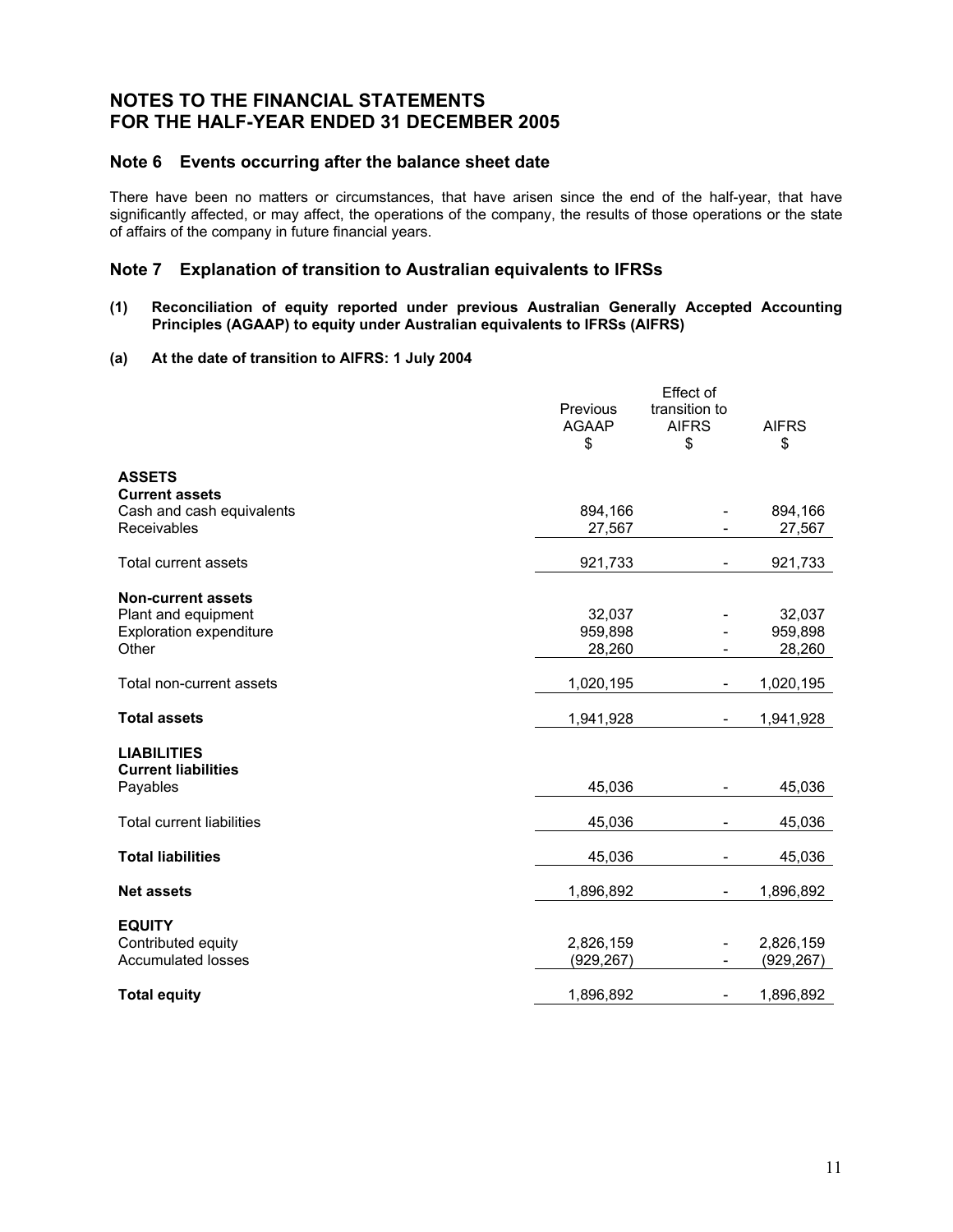# NOTES TO THE FINANCIAL STATEMENTS
# FOR THE HALF-YEAR ENDED 31 DECEMBER 2005

## Note 6 Events occurring after the balance sheet date

There have been no matters or circumstances, that have arisen since the end of the half-year, that have significantly affected, or may affect, the operations of the company, the results of those operations or the state of affairs of the company in future financial years.

## Note 7 Explanation of transition to Australian equivalents to IFRSs

**(1) Reconciliation of equity reported under previous Australian Generally Accepted Accounting Principles (AGAAP) to equity under Australian equivalents to IFRSs (AIFRS)**

**(a) At the date of transition to AIFRS: 1 July 2004**

| | Previous AGAAP $ | Effect of transition to AIFRS $ | AIFRS $ |
|---|---|---|---|
| **ASSETS** | | | |
| **Current assets** | | | |
| Cash and cash equivalents | 894,166 | - | 894,166 |
| Receivables | 27,567 | - | 27,567 |
| Total current assets | 921,733 | - | 921,733 |
| **Non-current assets** | | | |
| Plant and equipment | 32,037 | - | 32,037 |
| Exploration expenditure | 959,898 | - | 959,898 |
| Other | 28,260 | - | 28,260 |
| Total non-current assets | 1,020,195 | - | 1,020,195 |
| **Total assets** | 1,941,928 | - | 1,941,928 |
| **LIABILITIES** | | | |
| **Current liabilities** | | | |
| Payables | 45,036 | - | 45,036 |
| Total current liabilities | 45,036 | - | 45,036 |
| **Total liabilities** | 45,036 | - | 45,036 |
| **Net assets** | 1,896,892 | - | 1,896,892 |
| **EQUITY** | | | |
| Contributed equity | 2,826,159 | - | 2,826,159 |
| Accumulated losses | (929,267) | - | (929,267) |
| **Total equity** | 1,896,892 | - | 1,896,892 |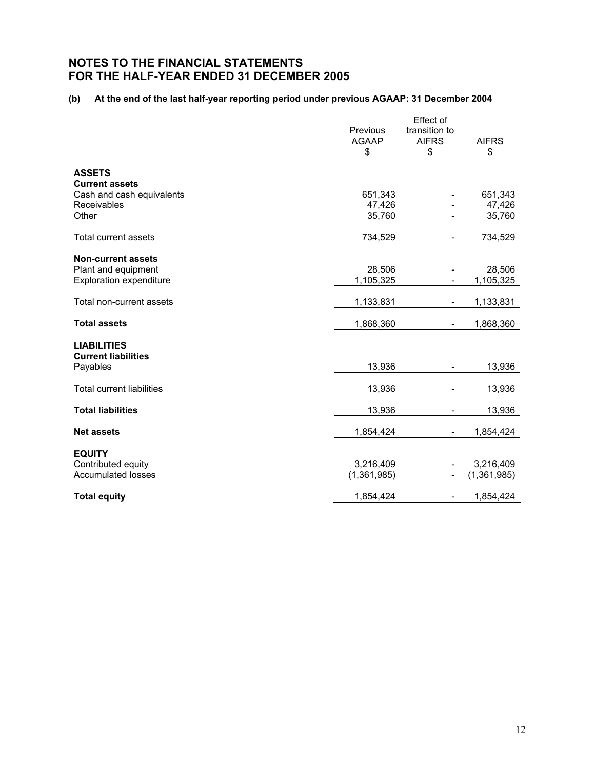# NOTES TO THE FINANCIAL STATEMENTS
# FOR THE HALF-YEAR ENDED 31 DECEMBER 2005

**(b) At the end of the last half-year reporting period under previous AGAAP: 31 December 2004**

| | Previous AGAAP $ | Effect of transition to AIFRS $ | AIFRS $ |
|---|---|---|---|
| **ASSETS** | | | |
| **Current assets** | | | |
| Cash and cash equivalents | 651,343 | - | 651,343 |
| Receivables | 47,426 | - | 47,426 |
| Other | 35,760 | - | 35,760 |
| Total current assets | 734,529 | - | 734,529 |
| **Non-current assets** | | | |
| Plant and equipment | 28,506 | - | 28,506 |
| Exploration expenditure | 1,105,325 | - | 1,105,325 |
| Total non-current assets | 1,133,831 | - | 1,133,831 |
| **Total assets** | 1,868,360 | - | 1,868,360 |
| **LIABILITIES** | | | |
| **Current liabilities** | | | |
| Payables | 13,936 | - | 13,936 |
| Total current liabilities | 13,936 | - | 13,936 |
| **Total liabilities** | 13,936 | - | 13,936 |
| **Net assets** | 1,854,424 | - | 1,854,424 |
| **EQUITY** | | | |
| Contributed equity | 3,216,409 | - | 3,216,409 |
| Accumulated losses | (1,361,985) | - | (1,361,985) |
| **Total equity** | 1,854,424 | - | 1,854,424 |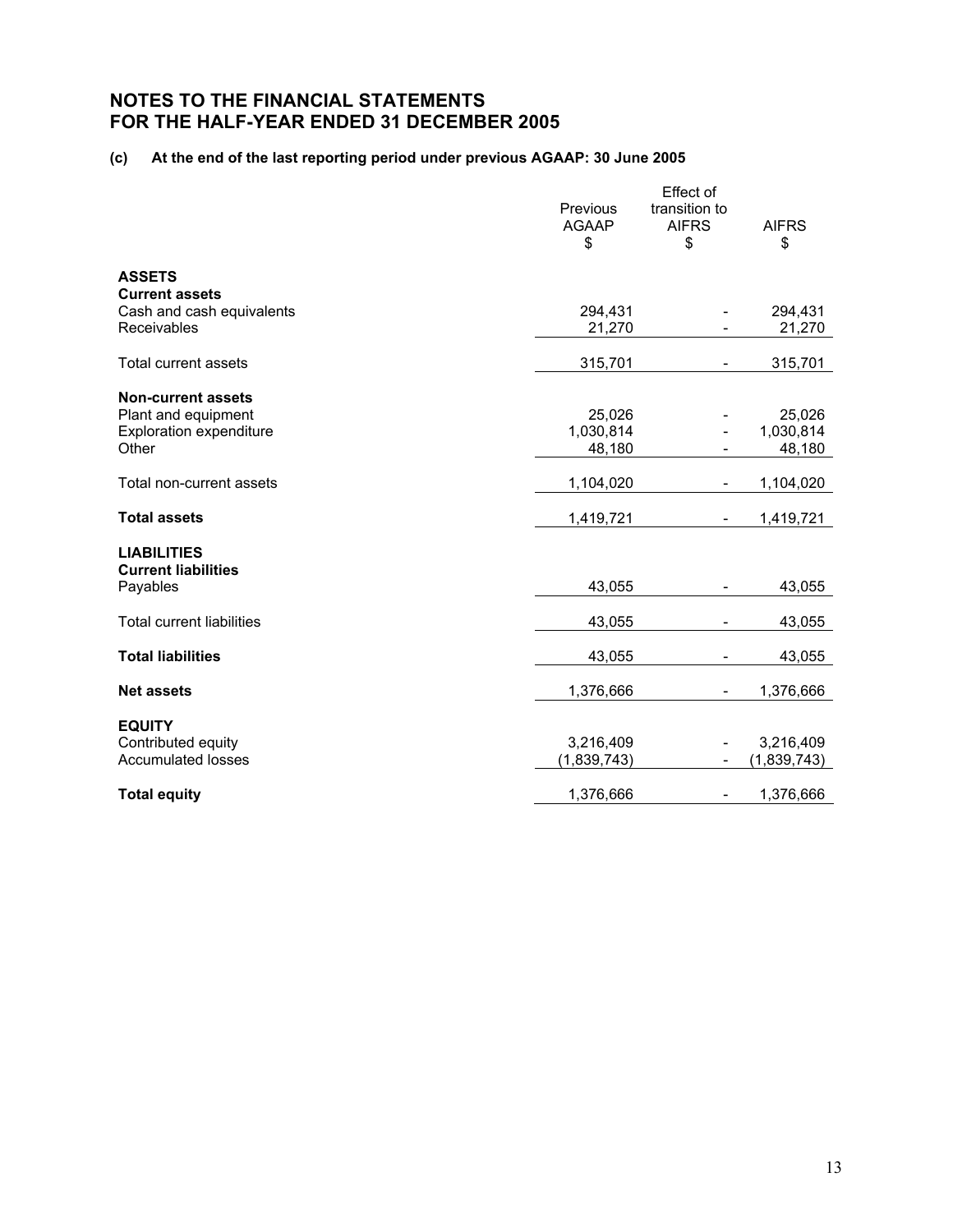# NOTES TO THE FINANCIAL STATEMENTS
# FOR THE HALF-YEAR ENDED 31 DECEMBER 2005

### (c) At the end of the last reporting period under previous AGAAP: 30 June 2005

| | Previous AGAAP<br>$ | Effect of transition to AIFRS<br>$ | AIFRS<br>$ |
|---|---|---|---|
| **ASSETS** | | | |
| **Current assets** | | | |
| Cash and cash equivalents | 294,431 | - | 294,431 |
| Receivables | 21,270 | - | 21,270 |
| Total current assets | 315,701 | - | 315,701 |
| **Non-current assets** | | | |
| Plant and equipment | 25,026 | - | 25,026 |
| Exploration expenditure | 1,030,814 | - | 1,030,814 |
| Other | 48,180 | - | 48,180 |
| Total non-current assets | 1,104,020 | - | 1,104,020 |
| **Total assets** | 1,419,721 | - | 1,419,721 |
| **LIABILITIES** | | | |
| **Current liabilities** | | | |
| Payables | 43,055 | - | 43,055 |
| Total current liabilities | 43,055 | - | 43,055 |
| **Total liabilities** | 43,055 | - | 43,055 |
| **Net assets** | 1,376,666 | - | 1,376,666 |
| **EQUITY** | | | |
| Contributed equity | 3,216,409 | - | 3,216,409 |
| Accumulated losses | (1,839,743) | - | (1,839,743) |
| **Total equity** | 1,376,666 | - | 1,376,666 |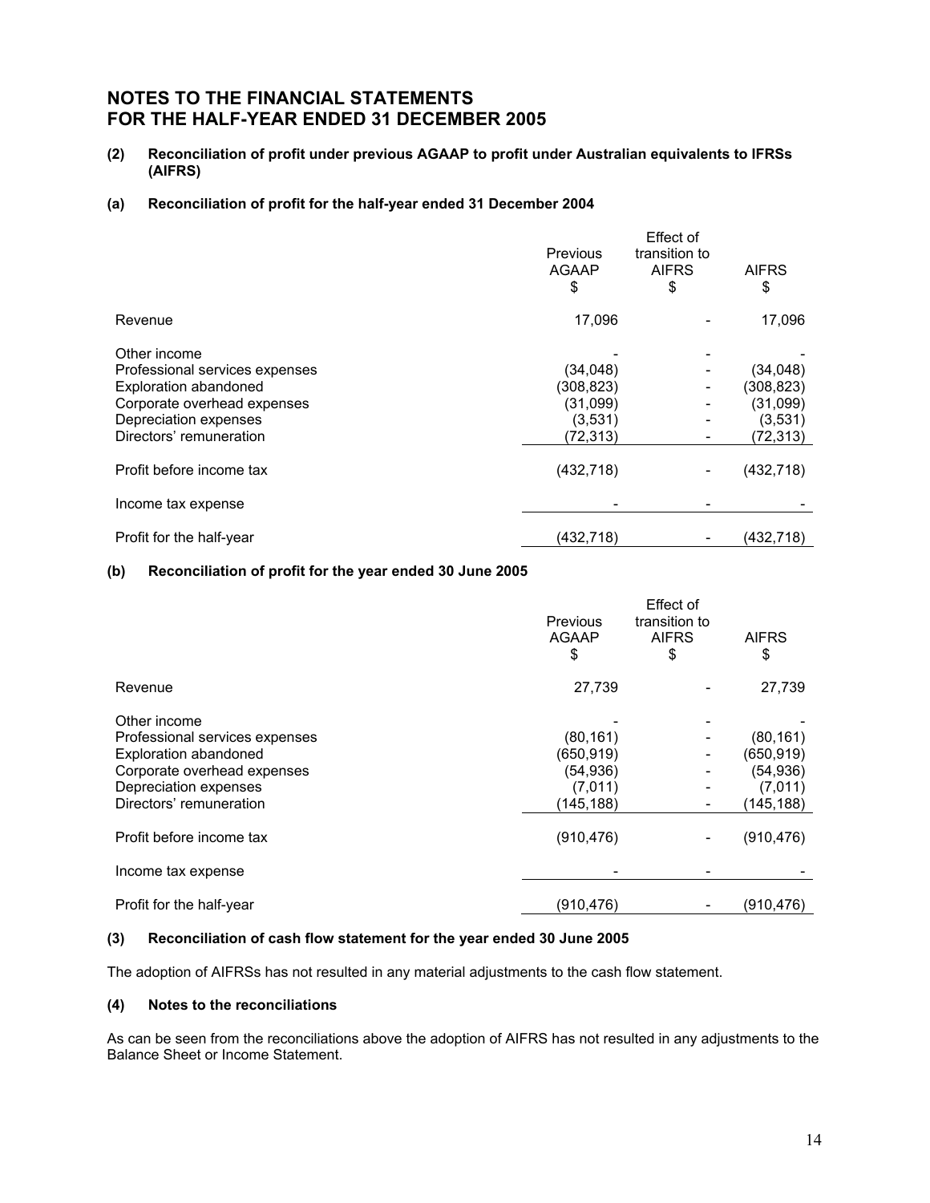# NOTES TO THE FINANCIAL STATEMENTS
# FOR THE HALF-YEAR ENDED 31 DECEMBER 2005

**(2) Reconciliation of profit under previous AGAAP to profit under Australian equivalents to IFRSs (AIFRS)**

**(a) Reconciliation of profit for the half-year ended 31 December 2004**

| | Previous AGAAP $ | Effect of transition to AIFRS $ | AIFRS $ |
|---|---|---|---|
| Revenue | 17,096 | - | 17,096 |
| Other income | - | - | - |
| Professional services expenses | (34,048) | - | (34,048) |
| Exploration abandoned | (308,823) | - | (308,823) |
| Corporate overhead expenses | (31,099) | - | (31,099) |
| Depreciation expenses | (3,531) | - | (3,531) |
| Directors' remuneration | (72,313) | - | (72,313) |
| Profit before income tax | (432,718) | - | (432,718) |
| Income tax expense | - | - | - |
| Profit for the half-year | (432,718) | - | (432,718) |

**(b) Reconciliation of profit for the year ended 30 June 2005**

| | Previous AGAAP $ | Effect of transition to AIFRS $ | AIFRS $ |
|---|---|---|---|
| Revenue | 27,739 | - | 27,739 |
| Other income | - | - | - |
| Professional services expenses | (80,161) | - | (80,161) |
| Exploration abandoned | (650,919) | - | (650,919) |
| Corporate overhead expenses | (54,936) | - | (54,936) |
| Depreciation expenses | (7,011) | - | (7,011) |
| Directors' remuneration | (145,188) | - | (145,188) |
| Profit before income tax | (910,476) | - | (910,476) |
| Income tax expense | - | - | - |
| Profit for the half-year | (910,476) | - | (910,476) |

**(3) Reconciliation of cash flow statement for the year ended 30 June 2005**

The adoption of AIFRSs has not resulted in any material adjustments to the cash flow statement.

**(4) Notes to the reconciliations**

As can be seen from the reconciliations above the adoption of AIFRS has not resulted in any adjustments to the Balance Sheet or Income Statement.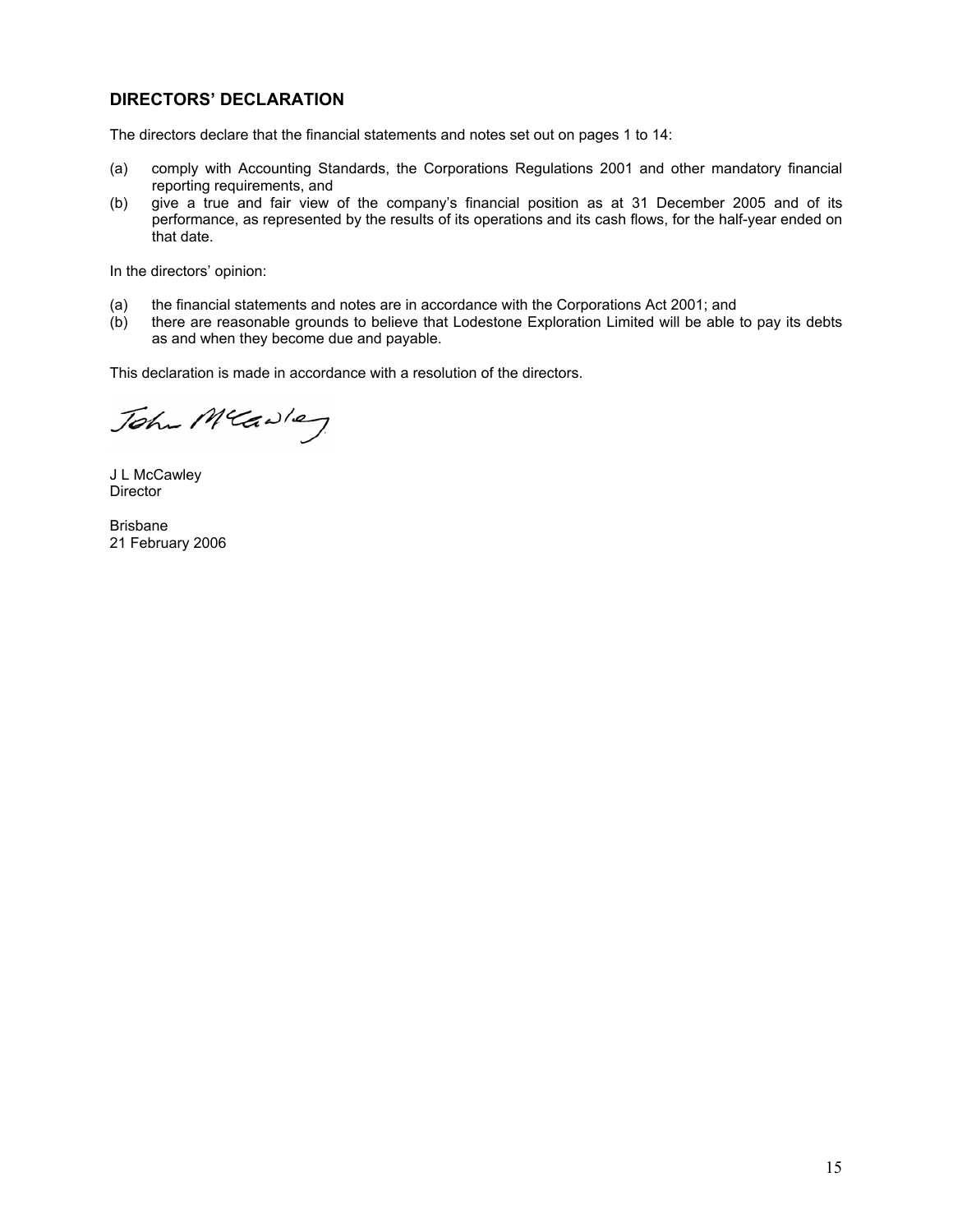## DIRECTORS' DECLARATION

The directors declare that the financial statements and notes set out on pages 1 to 14:

(a) comply with Accounting Standards, the Corporations Regulations 2001 and other mandatory financial reporting requirements, and

(b) give a true and fair view of the company's financial position as at 31 December 2005 and of its performance, as represented by the results of its operations and its cash flows, for the half-year ended on that date.

In the directors' opinion:

(a) the financial statements and notes are in accordance with the Corporations Act 2001; and

(b) there are reasonable grounds to believe that Lodestone Exploration Limited will be able to pay its debts as and when they become due and payable.

This declaration is made in accordance with a resolution of the directors.

John McCawley

J L McCawley
Director

Brisbane
21 February 2006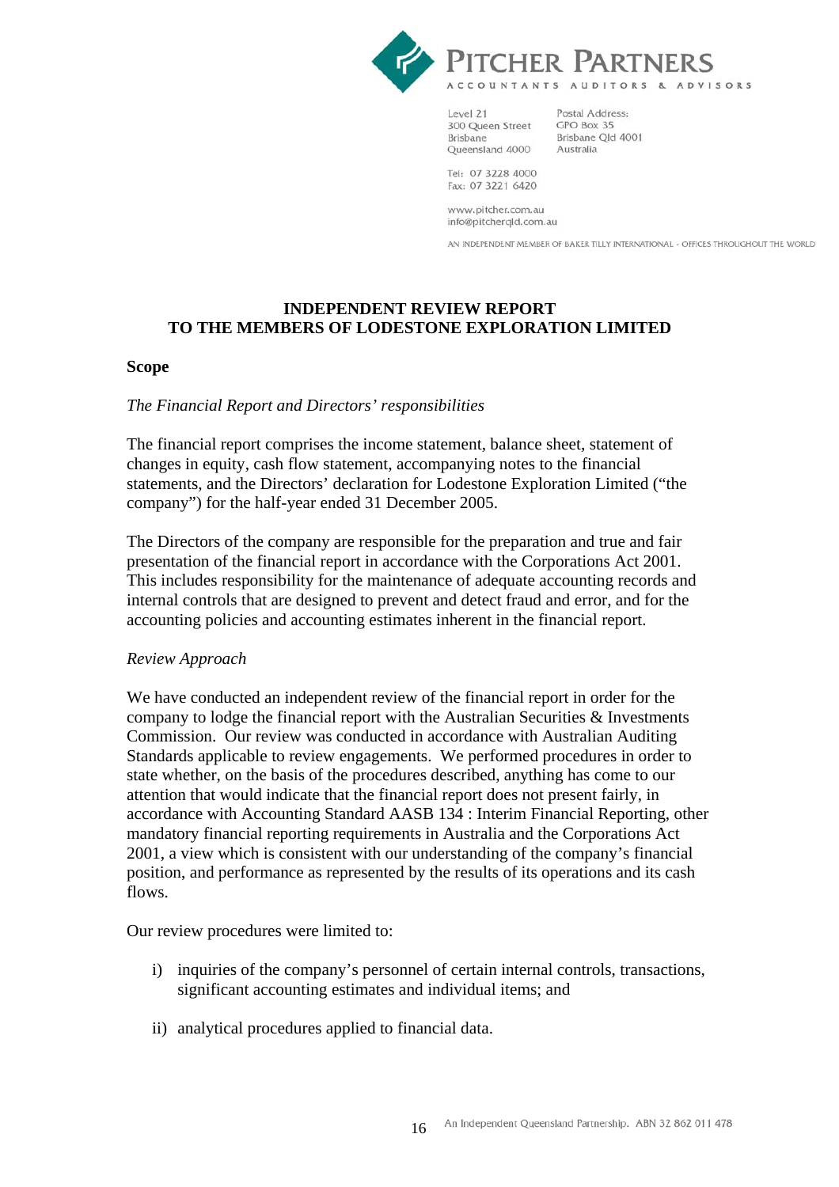PITCHER PARTNERS
ACCOUNTANTS AUDITORS & ADVISORS

Level 21
300 Queen Street
Brisbane
Queensland 4000

Postal Address:
GPO Box 35
Brisbane Qld 4001
Australia

Tel: 07 3228 4000
Fax: 07 3221 6420

www.pitcher.com.au
info@pitcherqld.com.au

AN INDEPENDENT MEMBER OF BAKER TILLY INTERNATIONAL - OFFICES THROUGHOUT THE WORLD

# INDEPENDENT REVIEW REPORT
# TO THE MEMBERS OF LODESTONE EXPLORATION LIMITED

## Scope

*The Financial Report and Directors' responsibilities*

The financial report comprises the income statement, balance sheet, statement of changes in equity, cash flow statement, accompanying notes to the financial statements, and the Directors' declaration for Lodestone Exploration Limited ("the company") for the half-year ended 31 December 2005.

The Directors of the company are responsible for the preparation and true and fair presentation of the financial report in accordance with the Corporations Act 2001. This includes responsibility for the maintenance of adequate accounting records and internal controls that are designed to prevent and detect fraud and error, and for the accounting policies and accounting estimates inherent in the financial report.

*Review Approach*

We have conducted an independent review of the financial report in order for the company to lodge the financial report with the Australian Securities & Investments Commission. Our review was conducted in accordance with Australian Auditing Standards applicable to review engagements. We performed procedures in order to state whether, on the basis of the procedures described, anything has come to our attention that would indicate that the financial report does not present fairly, in accordance with Accounting Standard AASB 134 : Interim Financial Reporting, other mandatory financial reporting requirements in Australia and the Corporations Act 2001, a view which is consistent with our understanding of the company's financial position, and performance as represented by the results of its operations and its cash flows.

Our review procedures were limited to:

i) inquiries of the company's personnel of certain internal controls, transactions, significant accounting estimates and individual items; and

ii) analytical procedures applied to financial data.

An Independent Queensland Partnership. ABN 32 862 011 478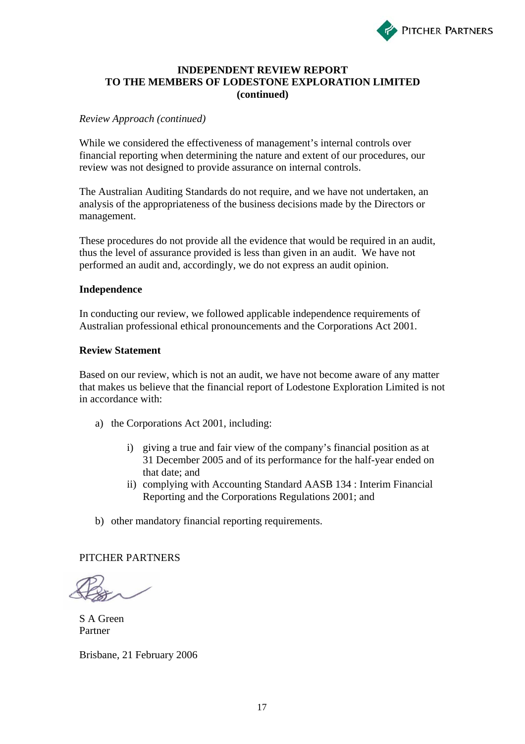# INDEPENDENT REVIEW REPORT
# TO THE MEMBERS OF LODESTONE EXPLORATION LIMITED
# (continued)

*Review Approach (continued)*

While we considered the effectiveness of management's internal controls over financial reporting when determining the nature and extent of our procedures, our review was not designed to provide assurance on internal controls.

The Australian Auditing Standards do not require, and we have not undertaken, an analysis of the appropriateness of the business decisions made by the Directors or management.

These procedures do not provide all the evidence that would be required in an audit, thus the level of assurance provided is less than given in an audit. We have not performed an audit and, accordingly, we do not express an audit opinion.

**Independence**

In conducting our review, we followed applicable independence requirements of Australian professional ethical pronouncements and the Corporations Act 2001.

**Review Statement**

Based on our review, which is not an audit, we have not become aware of any matter that makes us believe that the financial report of Lodestone Exploration Limited is not in accordance with:

a) the Corporations Act 2001, including:

    i) giving a true and fair view of the company's financial position as at 31 December 2005 and of its performance for the half-year ended on that date; and
    ii) complying with Accounting Standard AASB 134 : Interim Financial Reporting and the Corporations Regulations 2001; and

b) other mandatory financial reporting requirements.

PITCHER PARTNERS

S A Green
Partner

Brisbane, 21 February 2006